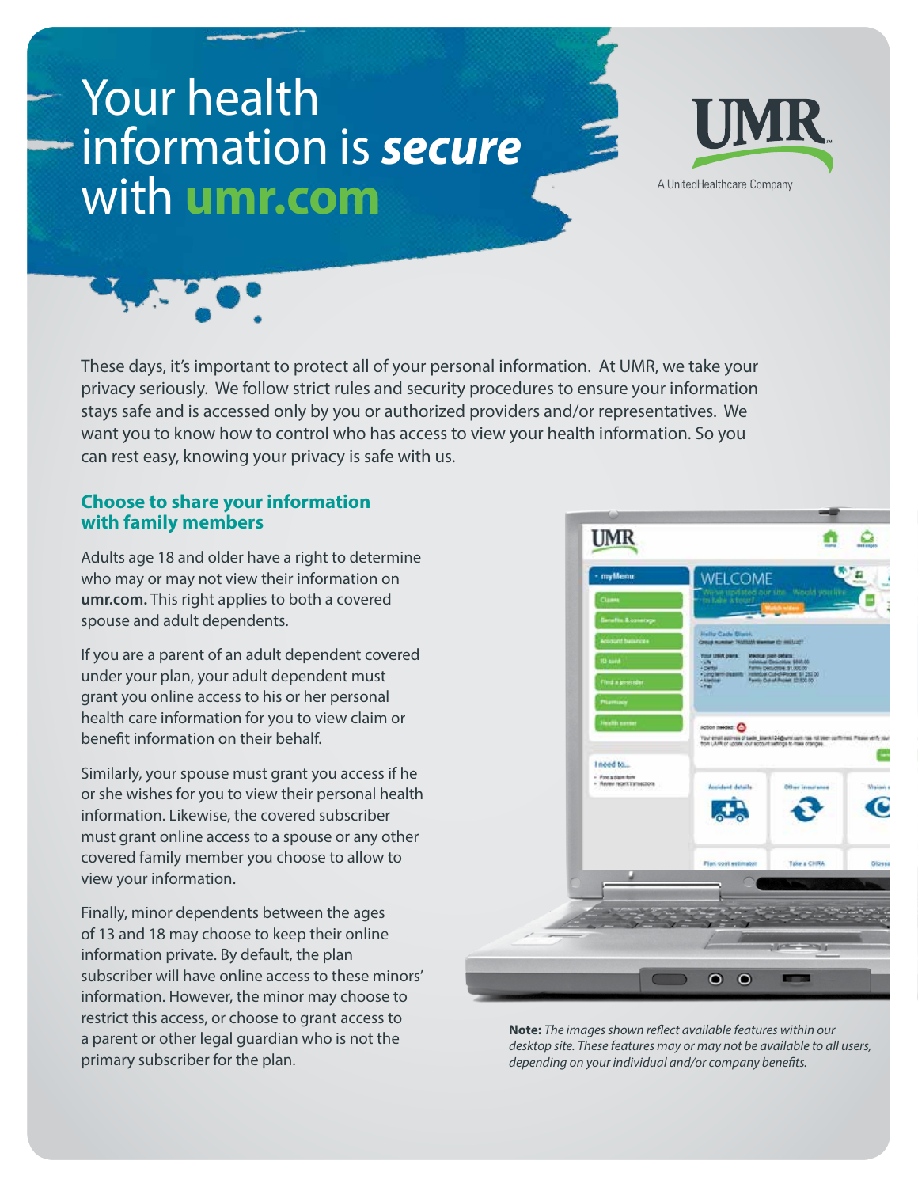# Your health information is ***secure*** with **umr.com**

UMR
A UnitedHealthcare Company

These days, it's important to protect all of your personal information. At UMR, we take your privacy seriously. We follow strict rules and security procedures to ensure your information stays safe and is accessed only by you or authorized providers and/or representatives. We want you to know how to control who has access to view your health information. So you can rest easy, knowing your privacy is safe with us.

## Choose to share your information with family members

Adults age 18 and older have a right to determine who may or may not view their information on **umr.com.** This right applies to both a covered spouse and adult dependents.

If you are a parent of an adult dependent covered under your plan, your adult dependent must grant you online access to his or her personal health care information for you to view claim or benefit information on their behalf.

Similarly, your spouse must grant you access if he or she wishes for you to view their personal health information. Likewise, the covered subscriber must grant online access to a spouse or any other covered family member you choose to allow to view your information.

Finally, minor dependents between the ages of 13 and 18 may choose to keep their online information private. By default, the plan subscriber will have online access to these minors' information. However, the minor may choose to restrict this access, or choose to grant access to a parent or other legal guardian who is not the primary subscriber for the plan.

**Note:** *The images shown reflect available features within our desktop site. These features may or may not be available to all users, depending on your individual and/or company benefits.*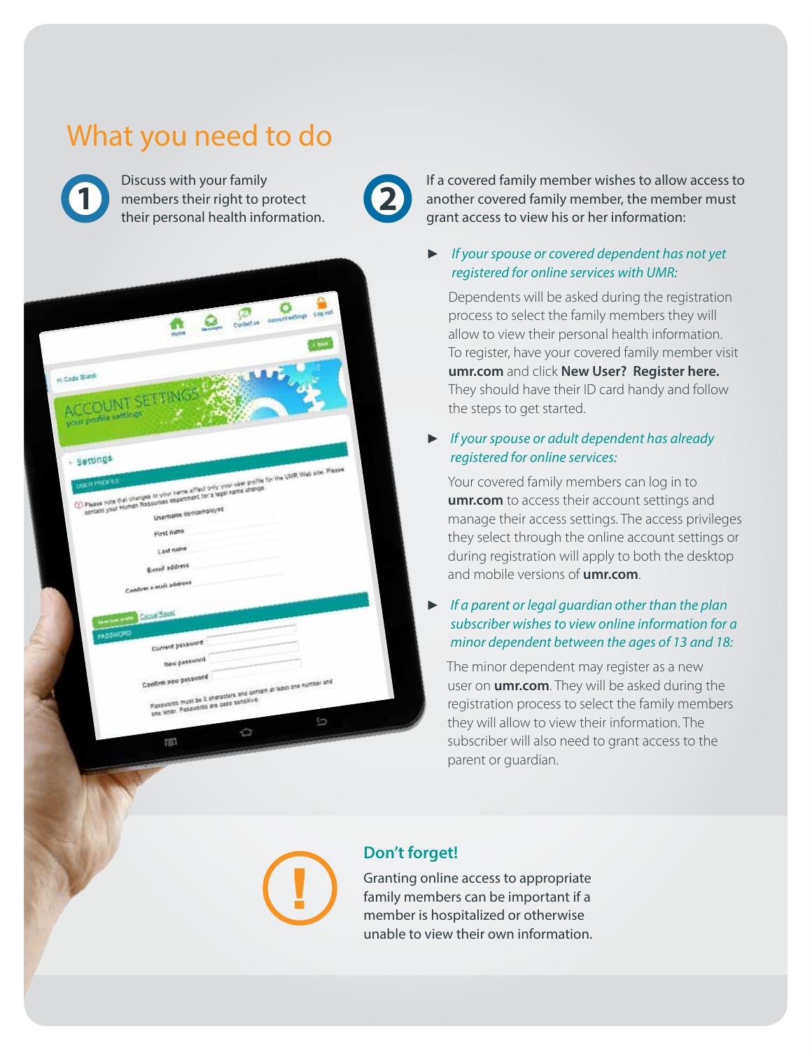# What you need to do

1. Discuss with your family members their right to protect their personal health information.

2. If a covered family member wishes to allow access to another covered family member, the member must grant access to view his or her information:

   - *If your spouse or covered dependent has not yet registered for online services with UMR:*

     Dependents will be asked during the registration process to select the family members they will allow to view their personal health information. To register, have your covered family member visit **umr.com** and click **New User? Register here.** They should have their ID card handy and follow the steps to get started.

   - *If your spouse or adult dependent has already registered for online services:*

     Your covered family members can log in to **umr.com** to access their account settings and manage their access settings. The access privileges they select through the online account settings or during registration will apply to both the desktop and mobile versions of **umr.com**.

   - *If a parent or legal guardian other than the plan subscriber wishes to view online information for a minor dependent between the ages of 13 and 18:*

     The minor dependent may register as a new user on **umr.com**. They will be asked during the registration process to select the family members they will allow to view their information. The subscriber will also need to grant access to the parent or guardian.

## Don't forget!

Granting online access to appropriate family members can be important if a member is hospitalized or otherwise unable to view their own information.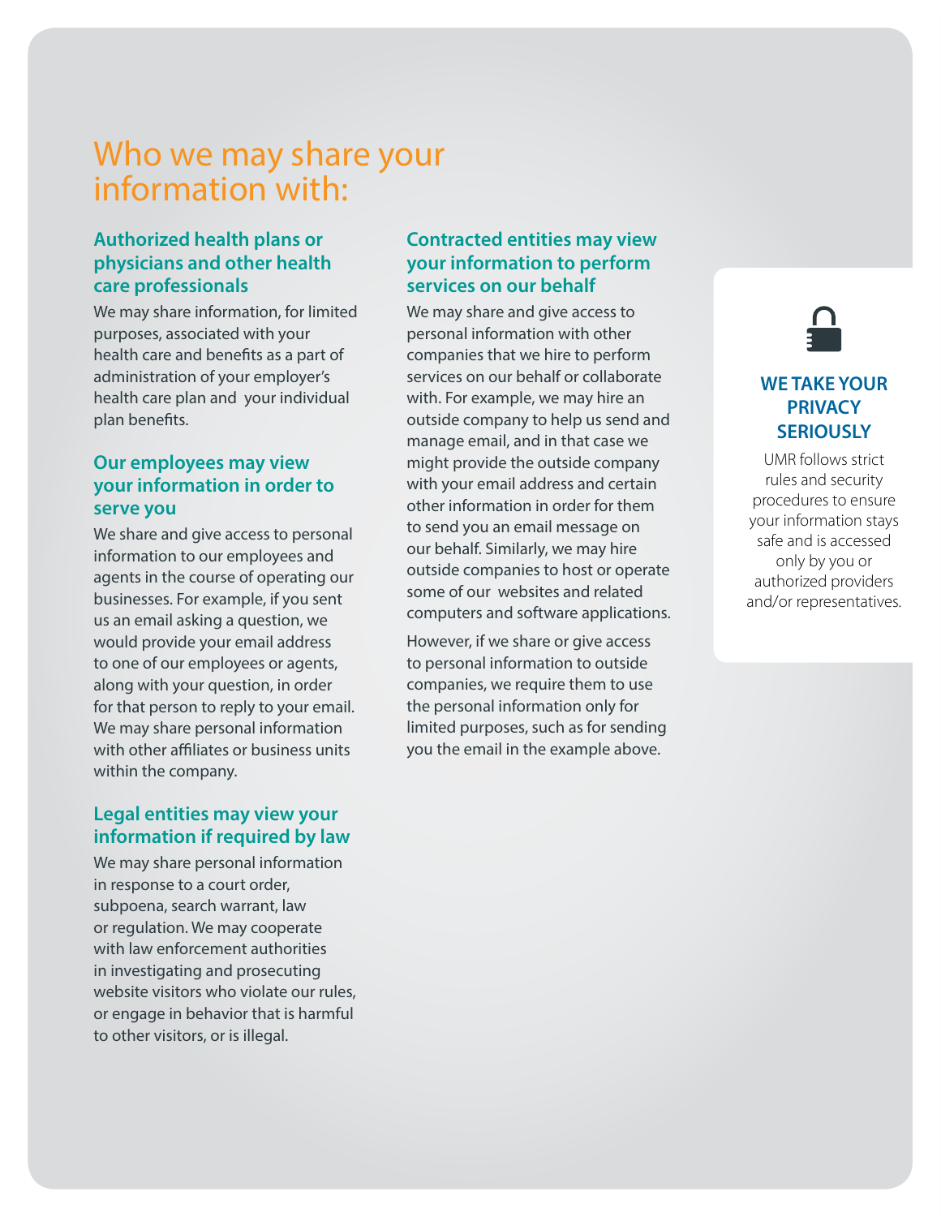# Who we may share your information with:

### Authorized health plans or physicians and other health care professionals

We may share information, for limited purposes, associated with your health care and benefits as a part of administration of your employer's health care plan and your individual plan benefits.

### Our employees may view your information in order to serve you

We share and give access to personal information to our employees and agents in the course of operating our businesses. For example, if you sent us an email asking a question, we would provide your email address to one of our employees or agents, along with your question, in order for that person to reply to your email. We may share personal information with other affiliates or business units within the company.

### Legal entities may view your information if required by law

We may share personal information in response to a court order, subpoena, search warrant, law or regulation. We may cooperate with law enforcement authorities in investigating and prosecuting website visitors who violate our rules, or engage in behavior that is harmful to other visitors, or is illegal.

### Contracted entities may view your information to perform services on our behalf

We may share and give access to personal information with other companies that we hire to perform services on our behalf or collaborate with. For example, we may hire an outside company to help us send and manage email, and in that case we might provide the outside company with your email address and certain other information in order for them to send you an email message on our behalf. Similarly, we may hire outside companies to host or operate some of our websites and related computers and software applications.

However, if we share or give access to personal information to outside companies, we require them to use the personal information only for limited purposes, such as for sending you the email in the example above.

### WE TAKE YOUR PRIVACY SERIOUSLY

UMR follows strict rules and security procedures to ensure your information stays safe and is accessed only by you or authorized providers and/or representatives.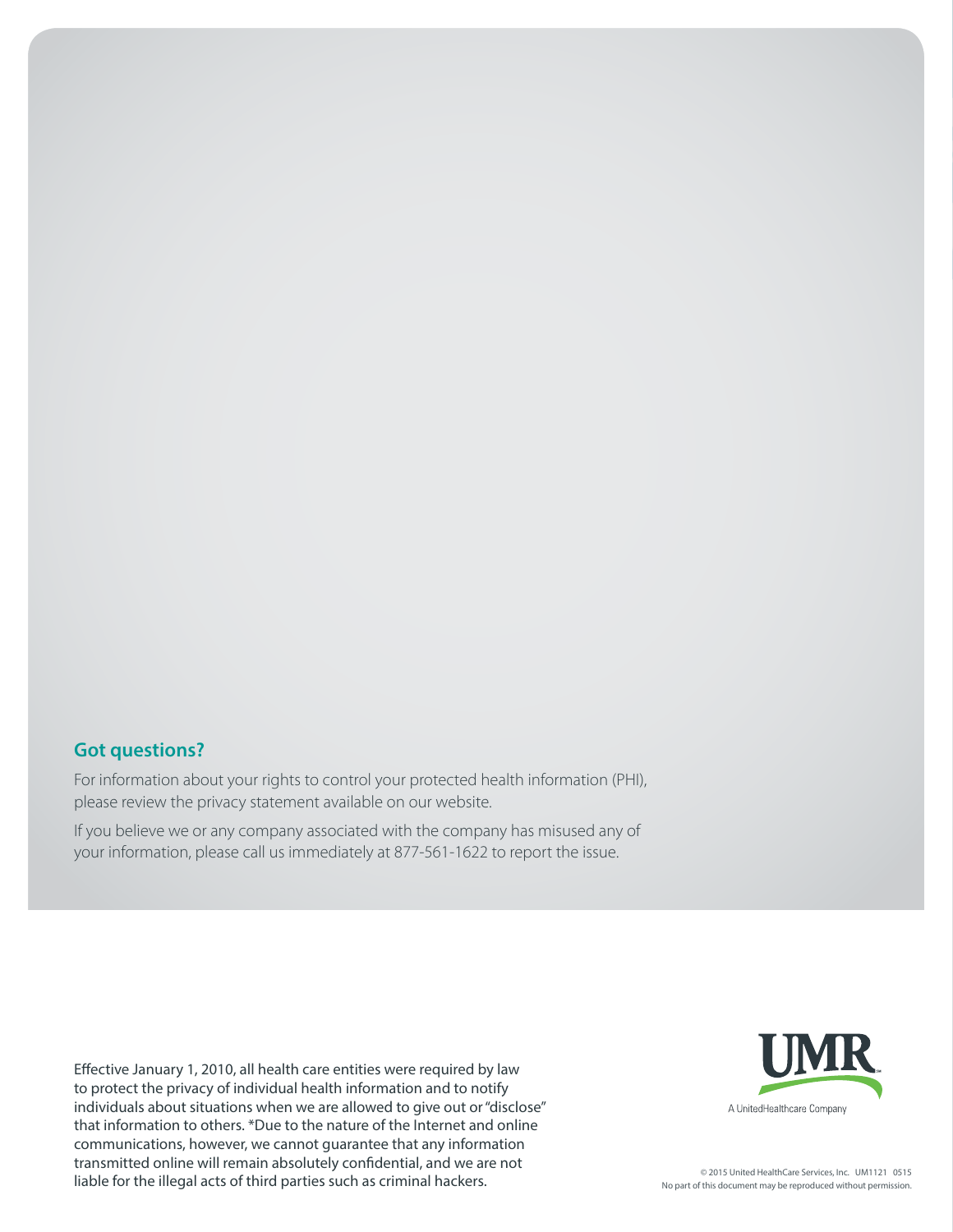## Got questions?

For information about your rights to control your protected health information (PHI), please review the privacy statement available on our website.

If you believe we or any company associated with the company has misused any of your information, please call us immediately at 877-561-1622 to report the issue.

Effective January 1, 2010, all health care entities were required by law to protect the privacy of individual health information and to notify individuals about situations when we are allowed to give out or "disclose" that information to others. *Due to the nature of the Internet and online communications, however, we cannot guarantee that any information transmitted online will remain absolutely confidential, and we are not liable for the illegal acts of third parties such as criminal hackers.

UMR

A UnitedHealthcare Company

© 2015 United HealthCare Services, Inc. UM1121 0515
No part of this document may be reproduced without permission.